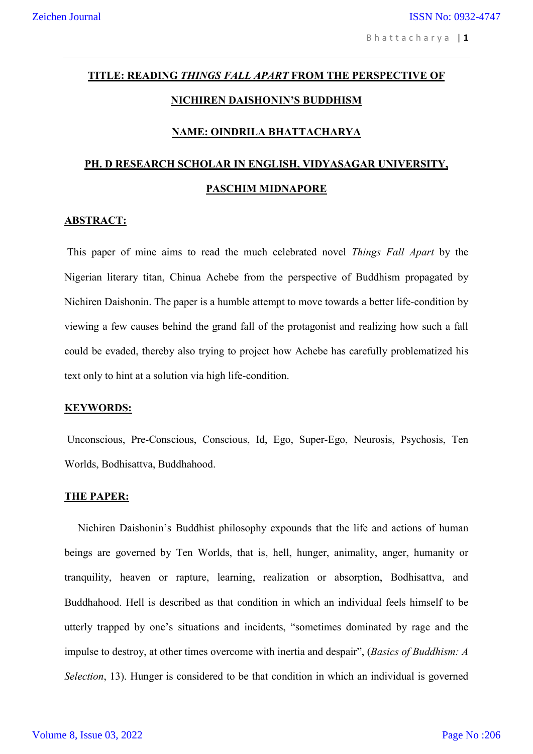# TITLE: READING *THINGS FALL APART* FROM THE PERSPECTIVE OF NICHIREN DAISHONIN'S BUDDHISM

**NAME: OINDRILA BHATTACHARYA**

**PH. D RESEARCH SCHOLAR IN ENGLISH, VIDYASAGAR UNIVERSITY, PASCHIM MIDNAPORE**

## ABSTRACT:

This paper of mine aims to read the much celebrated novel *Things Fall Apart* by the Nigerian literary titan, Chinua Achebe from the perspective of Buddhism propagated by Nichiren Daishonin. The paper is a humble attempt to move towards a better life-condition by viewing a few causes behind the grand fall of the protagonist and realizing how such a fall could be evaded, thereby also trying to project how Achebe has carefully problematized his text only to hint at a solution via high life-condition.

## KEYWORDS:

Unconscious, Pre-Conscious, Conscious, Id, Ego, Super-Ego, Neurosis, Psychosis, Ten Worlds, Bodhisattva, Buddhahood.

## THE PAPER:

Nichiren Daishonin's Buddhist philosophy expounds that the life and actions of human beings are governed by Ten Worlds, that is, hell, hunger, animality, anger, humanity or tranquility, heaven or rapture, learning, realization or absorption, Bodhisattva, and Buddhahood. Hell is described as that condition in which an individual feels himself to be utterly trapped by one's situations and incidents, "sometimes dominated by rage and the impulse to destroy, at other times overcome with inertia and despair", (*Basics of Buddhism: A Selection*, 13). Hunger is considered to be that condition in which an individual is governed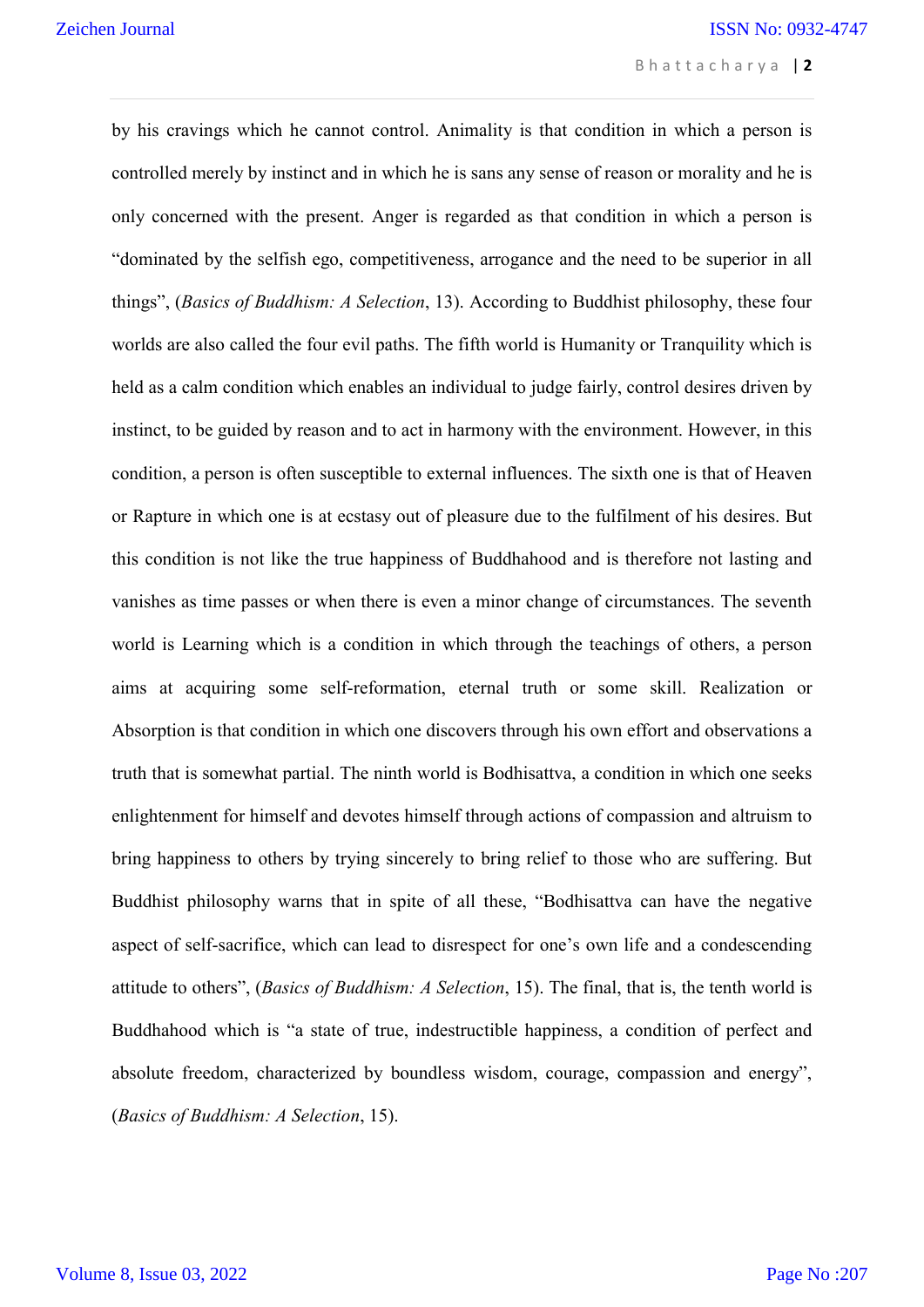by his cravings which he cannot control. Animality is that condition in which a person is controlled merely by instinct and in which he is sans any sense of reason or morality and he is only concerned with the present. Anger is regarded as that condition in which a person is "dominated by the selfish ego, competitiveness, arrogance and the need to be superior in all things", (*Basics of Buddhism: A Selection*, 13). According to Buddhist philosophy, these four worlds are also called the four evil paths. The fifth world is Humanity or Tranquility which is held as a calm condition which enables an individual to judge fairly, control desires driven by instinct, to be guided by reason and to act in harmony with the environment. However, in this condition, a person is often susceptible to external influences. The sixth one is that of Heaven or Rapture in which one is at ecstasy out of pleasure due to the fulfilment of his desires. But this condition is not like the true happiness of Buddhahood and is therefore not lasting and vanishes as time passes or when there is even a minor change of circumstances. The seventh world is Learning which is a condition in which through the teachings of others, a person aims at acquiring some self-reformation, eternal truth or some skill. Realization or Absorption is that condition in which one discovers through his own effort and observations a truth that is somewhat partial. The ninth world is Bodhisattva, a condition in which one seeks enlightenment for himself and devotes himself through actions of compassion and altruism to bring happiness to others by trying sincerely to bring relief to those who are suffering. But Buddhist philosophy warns that in spite of all these, "Bodhisattva can have the negative aspect of self-sacrifice, which can lead to disrespect for one's own life and a condescending attitude to others", (*Basics of Buddhism: A Selection*, 15). The final, that is, the tenth world is Buddhahood which is "a state of true, indestructible happiness, a condition of perfect and absolute freedom, characterized by boundless wisdom, courage, compassion and energy", (*Basics of Buddhism: A Selection*, 15).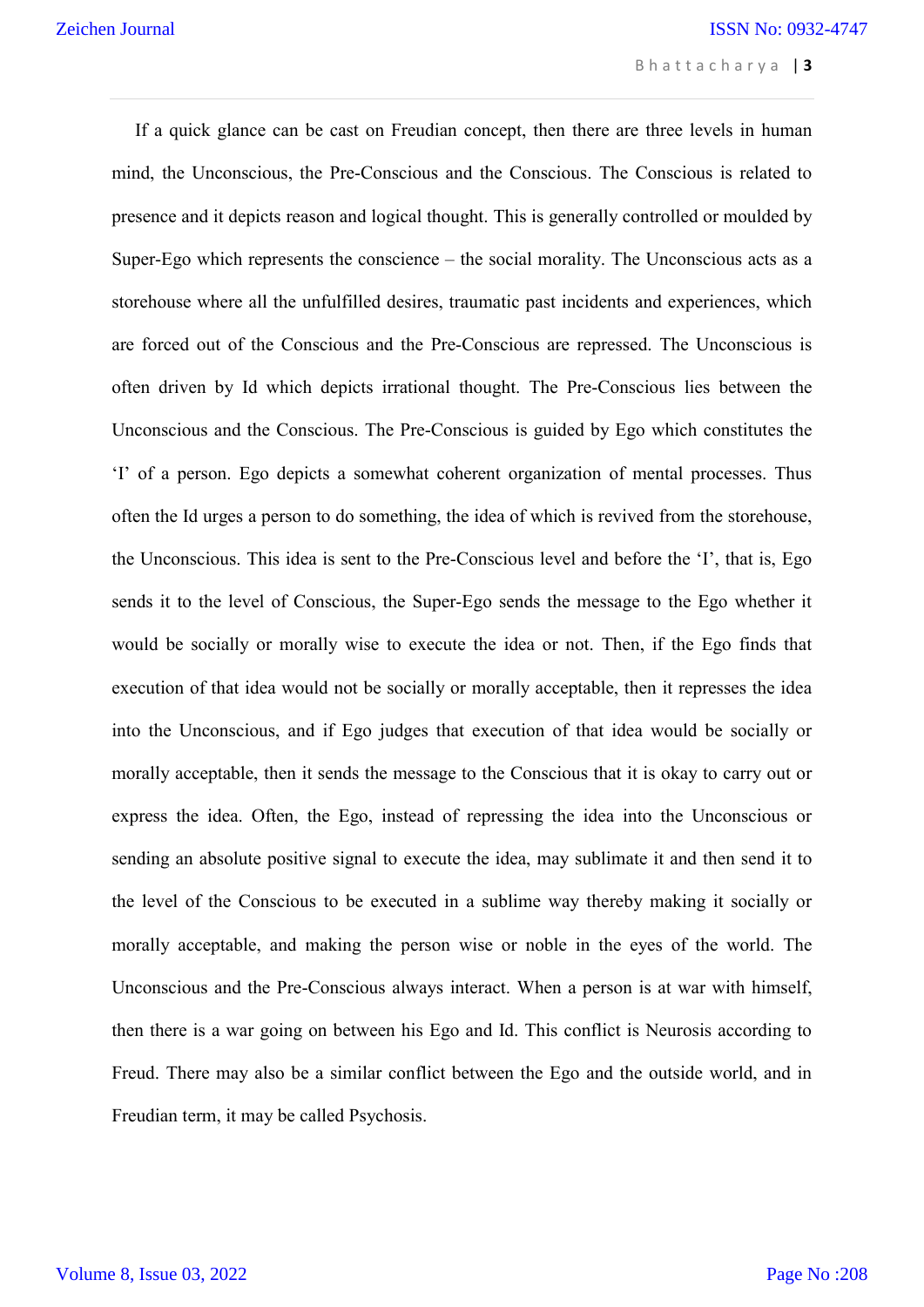If a quick glance can be cast on Freudian concept, then there are three levels in human mind, the Unconscious, the Pre-Conscious and the Conscious. The Conscious is related to presence and it depicts reason and logical thought. This is generally controlled or moulded by Super-Ego which represents the conscience – the social morality. The Unconscious acts as a storehouse where all the unfulfilled desires, traumatic past incidents and experiences, which are forced out of the Conscious and the Pre-Conscious are repressed. The Unconscious is often driven by Id which depicts irrational thought. The Pre-Conscious lies between the Unconscious and the Conscious. The Pre-Conscious is guided by Ego which constitutes the 'I' of a person. Ego depicts a somewhat coherent organization of mental processes. Thus often the Id urges a person to do something, the idea of which is revived from the storehouse, the Unconscious. This idea is sent to the Pre-Conscious level and before the 'I', that is, Ego sends it to the level of Conscious, the Super-Ego sends the message to the Ego whether it would be socially or morally wise to execute the idea or not. Then, if the Ego finds that execution of that idea would not be socially or morally acceptable, then it represses the idea into the Unconscious, and if Ego judges that execution of that idea would be socially or morally acceptable, then it sends the message to the Conscious that it is okay to carry out or express the idea. Often, the Ego, instead of repressing the idea into the Unconscious or sending an absolute positive signal to execute the idea, may sublimate it and then send it to the level of the Conscious to be executed in a sublime way thereby making it socially or morally acceptable, and making the person wise or noble in the eyes of the world. The Unconscious and the Pre-Conscious always interact. When a person is at war with himself, then there is a war going on between his Ego and Id. This conflict is Neurosis according to Freud. There may also be a similar conflict between the Ego and the outside world, and in Freudian term, it may be called Psychosis.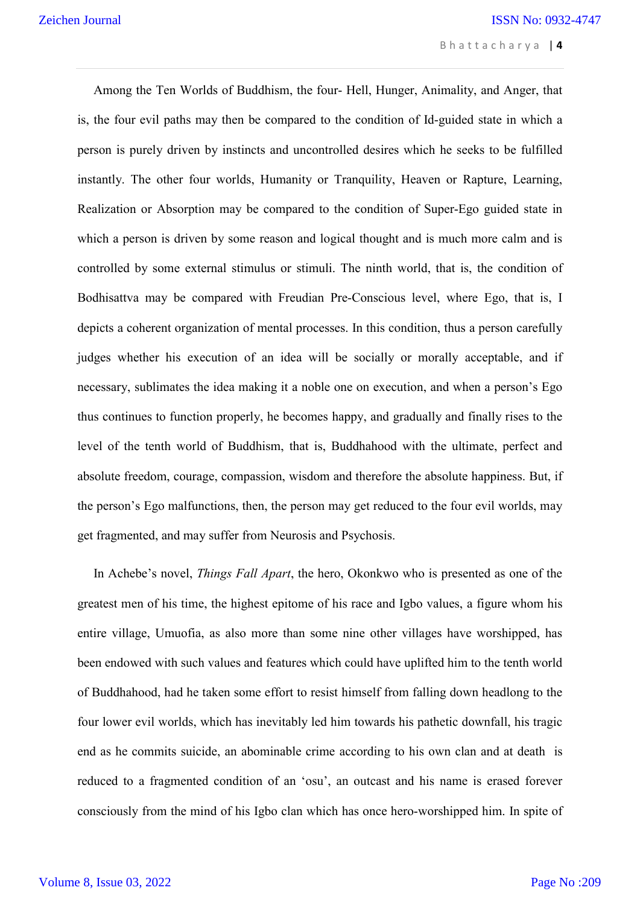Among the Ten Worlds of Buddhism, the four- Hell, Hunger, Animality, and Anger, that is, the four evil paths may then be compared to the condition of Id-guided state in which a person is purely driven by instincts and uncontrolled desires which he seeks to be fulfilled instantly. The other four worlds, Humanity or Tranquility, Heaven or Rapture, Learning, Realization or Absorption may be compared to the condition of Super-Ego guided state in which a person is driven by some reason and logical thought and is much more calm and is controlled by some external stimulus or stimuli. The ninth world, that is, the condition of Bodhisattva may be compared with Freudian Pre-Conscious level, where Ego, that is, I depicts a coherent organization of mental processes. In this condition, thus a person carefully judges whether his execution of an idea will be socially or morally acceptable, and if necessary, sublimates the idea making it a noble one on execution, and when a person's Ego thus continues to function properly, he becomes happy, and gradually and finally rises to the level of the tenth world of Buddhism, that is, Buddhahood with the ultimate, perfect and absolute freedom, courage, compassion, wisdom and therefore the absolute happiness. But, if the person's Ego malfunctions, then, the person may get reduced to the four evil worlds, may get fragmented, and may suffer from Neurosis and Psychosis.

In Achebe's novel, *Things Fall Apart*, the hero, Okonkwo who is presented as one of the greatest men of his time, the highest epitome of his race and Igbo values, a figure whom his entire village, Umuofia, as also more than some nine other villages have worshipped, has been endowed with such values and features which could have uplifted him to the tenth world of Buddhahood, had he taken some effort to resist himself from falling down headlong to the four lower evil worlds, which has inevitably led him towards his pathetic downfall, his tragic end as he commits suicide, an abominable crime according to his own clan and at death is reduced to a fragmented condition of an 'osu', an outcast and his name is erased forever consciously from the mind of his Igbo clan which has once hero-worshipped him. In spite of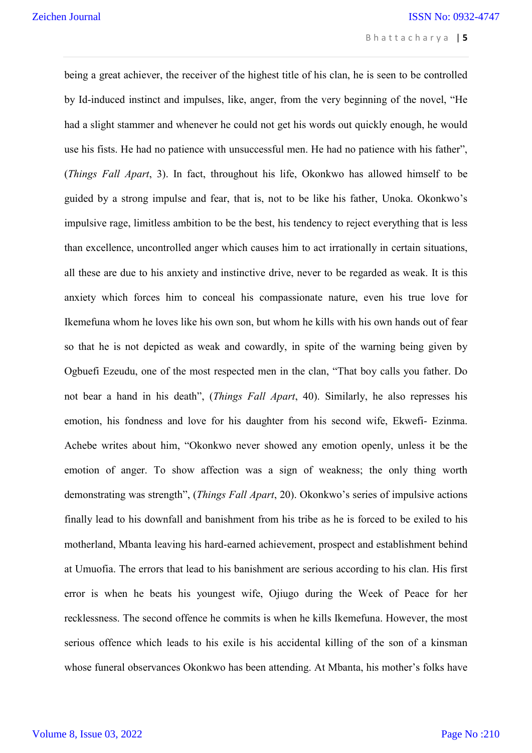being a great achiever, the receiver of the highest title of his clan, he is seen to be controlled by Id-induced instinct and impulses, like, anger, from the very beginning of the novel, "He had a slight stammer and whenever he could not get his words out quickly enough, he would use his fists. He had no patience with unsuccessful men. He had no patience with his father", (*Things Fall Apart*, 3). In fact, throughout his life, Okonkwo has allowed himself to be guided by a strong impulse and fear, that is, not to be like his father, Unoka. Okonkwo's impulsive rage, limitless ambition to be the best, his tendency to reject everything that is less than excellence, uncontrolled anger which causes him to act irrationally in certain situations, all these are due to his anxiety and instinctive drive, never to be regarded as weak. It is this anxiety which forces him to conceal his compassionate nature, even his true love for Ikemefuna whom he loves like his own son, but whom he kills with his own hands out of fear so that he is not depicted as weak and cowardly, in spite of the warning being given by Ogbuefi Ezeudu, one of the most respected men in the clan, "That boy calls you father. Do not bear a hand in his death", (*Things Fall Apart*, 40). Similarly, he also represses his emotion, his fondness and love for his daughter from his second wife, Ekwefi- Ezinma. Achebe writes about him, "Okonkwo never showed any emotion openly, unless it be the emotion of anger. To show affection was a sign of weakness; the only thing worth demonstrating was strength", (*Things Fall Apart*, 20). Okonkwo's series of impulsive actions finally lead to his downfall and banishment from his tribe as he is forced to be exiled to his motherland, Mbanta leaving his hard-earned achievement, prospect and establishment behind at Umuofia. The errors that lead to his banishment are serious according to his clan. His first error is when he beats his youngest wife, Ojiugo during the Week of Peace for her recklessness. The second offence he commits is when he kills Ikemefuna. However, the most serious offence which leads to his exile is his accidental killing of the son of a kinsman whose funeral observances Okonkwo has been attending. At Mbanta, his mother's folks have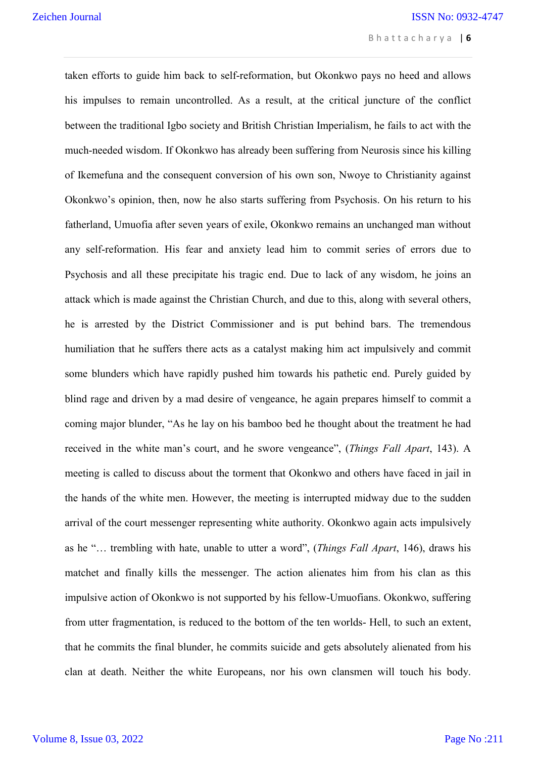taken efforts to guide him back to self-reformation, but Okonkwo pays no heed and allows his impulses to remain uncontrolled. As a result, at the critical juncture of the conflict between the traditional Igbo society and British Christian Imperialism, he fails to act with the much-needed wisdom. If Okonkwo has already been suffering from Neurosis since his killing of Ikemefuna and the consequent conversion of his own son, Nwoye to Christianity against Okonkwo's opinion, then, now he also starts suffering from Psychosis. On his return to his fatherland, Umuofia after seven years of exile, Okonkwo remains an unchanged man without any self-reformation. His fear and anxiety lead him to commit series of errors due to Psychosis and all these precipitate his tragic end. Due to lack of any wisdom, he joins an attack which is made against the Christian Church, and due to this, along with several others, he is arrested by the District Commissioner and is put behind bars. The tremendous humiliation that he suffers there acts as a catalyst making him act impulsively and commit some blunders which have rapidly pushed him towards his pathetic end. Purely guided by blind rage and driven by a mad desire of vengeance, he again prepares himself to commit a coming major blunder, "As he lay on his bamboo bed he thought about the treatment he had received in the white man's court, and he swore vengeance", (*Things Fall Apart*, 143). A meeting is called to discuss about the torment that Okonkwo and others have faced in jail in the hands of the white men. However, the meeting is interrupted midway due to the sudden arrival of the court messenger representing white authority. Okonkwo again acts impulsively as he "… trembling with hate, unable to utter a word", (*Things Fall Apart*, 146), draws his matchet and finally kills the messenger. The action alienates him from his clan as this impulsive action of Okonkwo is not supported by his fellow-Umuofians. Okonkwo, suffering from utter fragmentation, is reduced to the bottom of the ten worlds- Hell, to such an extent, that he commits the final blunder, he commits suicide and gets absolutely alienated from his clan at death. Neither the white Europeans, nor his own clansmen will touch his body.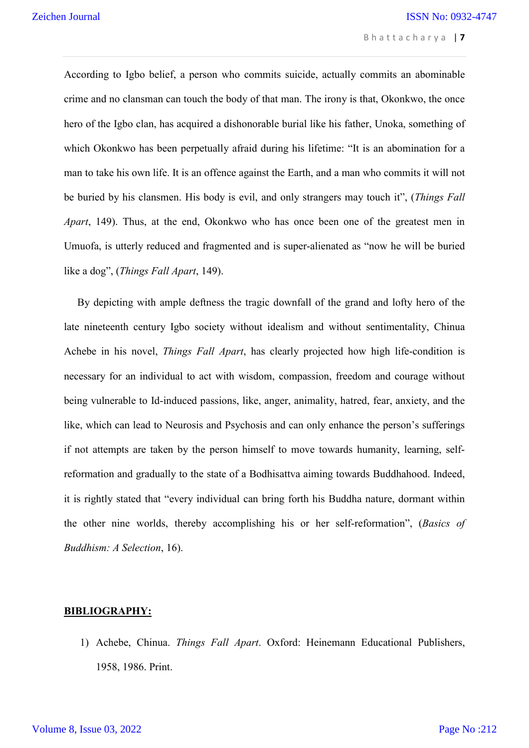According to Igbo belief, a person who commits suicide, actually commits an abominable crime and no clansman can touch the body of that man. The irony is that, Okonkwo, the once hero of the Igbo clan, has acquired a dishonorable burial like his father, Unoka, something of which Okonkwo has been perpetually afraid during his lifetime: "It is an abomination for a man to take his own life. It is an offence against the Earth, and a man who commits it will not be buried by his clansmen. His body is evil, and only strangers may touch it", (*Things Fall Apart*, 149). Thus, at the end, Okonkwo who has once been one of the greatest men in Umuofa, is utterly reduced and fragmented and is super-alienated as "now he will be buried like a dog", (*Things Fall Apart*, 149).

By depicting with ample deftness the tragic downfall of the grand and lofty hero of the late nineteenth century Igbo society without idealism and without sentimentality, Chinua Achebe in his novel, *Things Fall Apart*, has clearly projected how high life-condition is necessary for an individual to act with wisdom, compassion, freedom and courage without being vulnerable to Id-induced passions, like, anger, animality, hatred, fear, anxiety, and the like, which can lead to Neurosis and Psychosis and can only enhance the person's sufferings if not attempts are taken by the person himself to move towards humanity, learning, self-reformation and gradually to the state of a Bodhisattva aiming towards Buddhahood. Indeed, it is rightly stated that "every individual can bring forth his Buddha nature, dormant within the other nine worlds, thereby accomplishing his or her self-reformation", (*Basics of Buddhism: A Selection*, 16).

## BIBLIOGRAPHY:

1) Achebe, Chinua. *Things Fall Apart*. Oxford: Heinemann Educational Publishers, 1958, 1986. Print.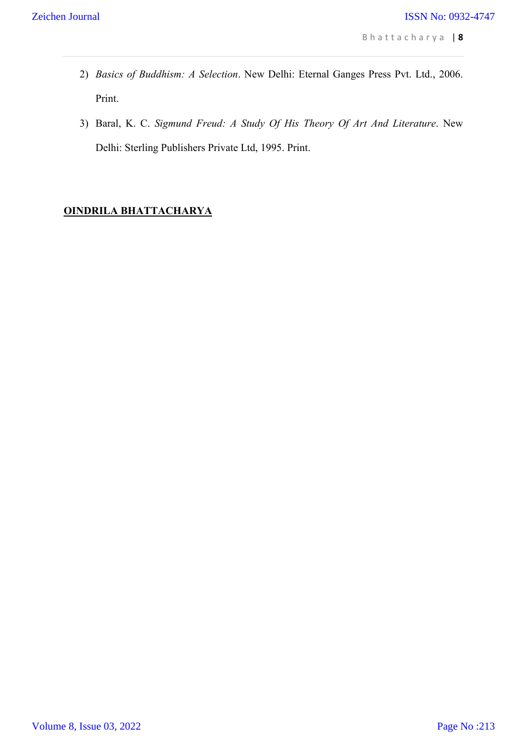2) *Basics of Buddhism: A Selection*. New Delhi: Eternal Ganges Press Pvt. Ltd., 2006. Print.

3) Baral, K. C. *Sigmund Freud: A Study Of His Theory Of Art And Literature*. New Delhi: Sterling Publishers Private Ltd, 1995. Print.

**OINDRILA BHATTACHARYA**